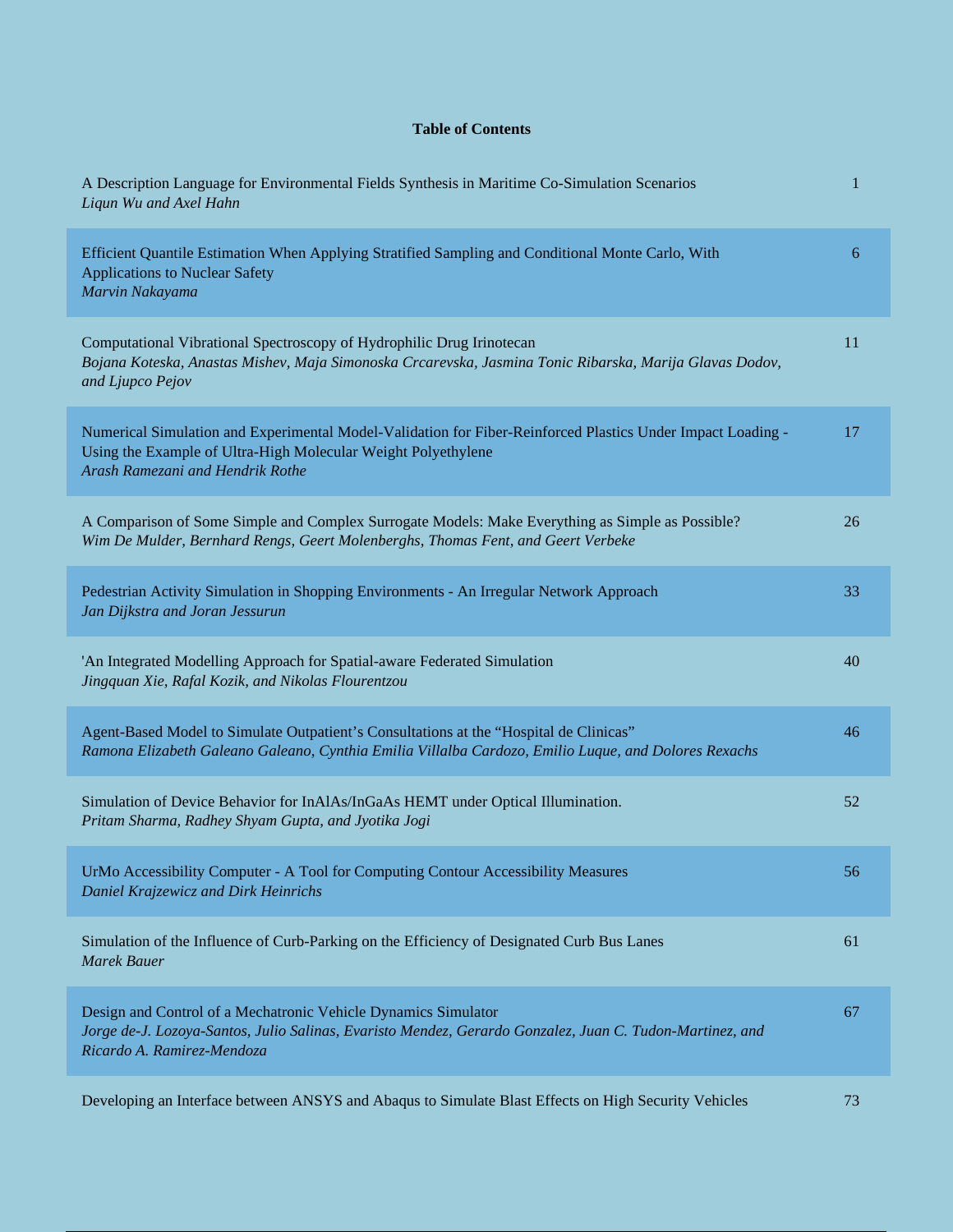**Table of Contents**

| | |
|---|---|
| A Description Language for Environmental Fields Synthesis in Maritime Co-Simulation Scenarios<br>*Liqun Wu and Axel Hahn* | 1 |
| Efficient Quantile Estimation When Applying Stratified Sampling and Conditional Monte Carlo, With Applications to Nuclear Safety<br>*Marvin Nakayama* | 6 |
| Computational Vibrational Spectroscopy of Hydrophilic Drug Irinotecan<br>*Bojana Koteska, Anastas Mishev, Maja Simonoska Crcarevska, Jasmina Tonic Ribarska, Marija Glavas Dodov, and Ljupco Pejov* | 11 |
| Numerical Simulation and Experimental Model-Validation for Fiber-Reinforced Plastics Under Impact Loading - Using the Example of Ultra-High Molecular Weight Polyethylene<br>*Arash Ramezani and Hendrik Rothe* | 17 |
| A Comparison of Some Simple and Complex Surrogate Models: Make Everything as Simple as Possible?<br>*Wim De Mulder, Bernhard Rengs, Geert Molenberghs, Thomas Fent, and Geert Verbeke* | 26 |
| Pedestrian Activity Simulation in Shopping Environments - An Irregular Network Approach<br>*Jan Dijkstra and Joran Jessurun* | 33 |
| 'An Integrated Modelling Approach for Spatial-aware Federated Simulation<br>*Jingquan Xie, Rafal Kozik, and Nikolas Flourentzou* | 40 |
| Agent-Based Model to Simulate Outpatient's Consultations at the "Hospital de Clinicas"<br>*Ramona Elizabeth Galeano Galeano, Cynthia Emilia Villalba Cardozo, Emilio Luque, and Dolores Rexachs* | 46 |
| Simulation of Device Behavior for InAlAs/InGaAs HEMT under Optical Illumination.<br>*Pritam Sharma, Radhey Shyam Gupta, and Jyotika Jogi* | 52 |
| UrMo Accessibility Computer - A Tool for Computing Contour Accessibility Measures<br>*Daniel Krajzewicz and Dirk Heinrichs* | 56 |
| Simulation of the Influence of Curb-Parking on the Efficiency of Designated Curb Bus Lanes<br>*Marek Bauer* | 61 |
| Design and Control of a Mechatronic Vehicle Dynamics Simulator<br>*Jorge de-J. Lozoya-Santos, Julio Salinas, Evaristo Mendez, Gerardo Gonzalez, Juan C. Tudon-Martinez, and Ricardo A. Ramirez-Mendoza* | 67 |
| Developing an Interface between ANSYS and Abaqus to Simulate Blast Effects on High Security Vehicles | 73 |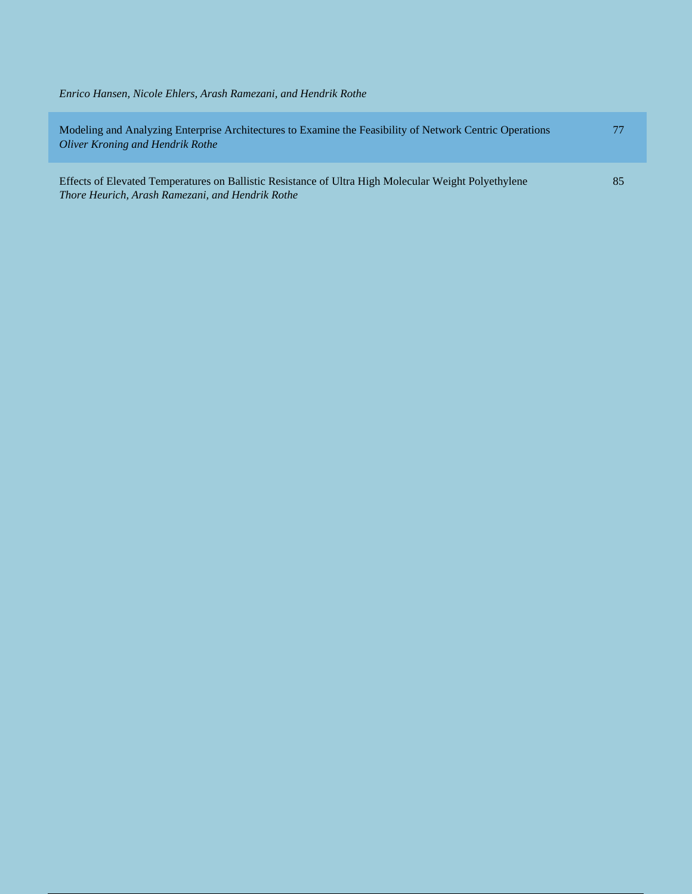*Enrico Hansen, Nicole Ehlers, Arash Ramezani, and Hendrik Rothe*

| | |
|---|---|
| Modeling and Analyzing Enterprise Architectures to Examine the Feasibility of Network Centric Operations<br>*Oliver Kroning and Hendrik Rothe* | 77 |
| Effects of Elevated Temperatures on Ballistic Resistance of Ultra High Molecular Weight Polyethylene<br>*Thore Heurich, Arash Ramezani, and Hendrik Rothe* | 85 |